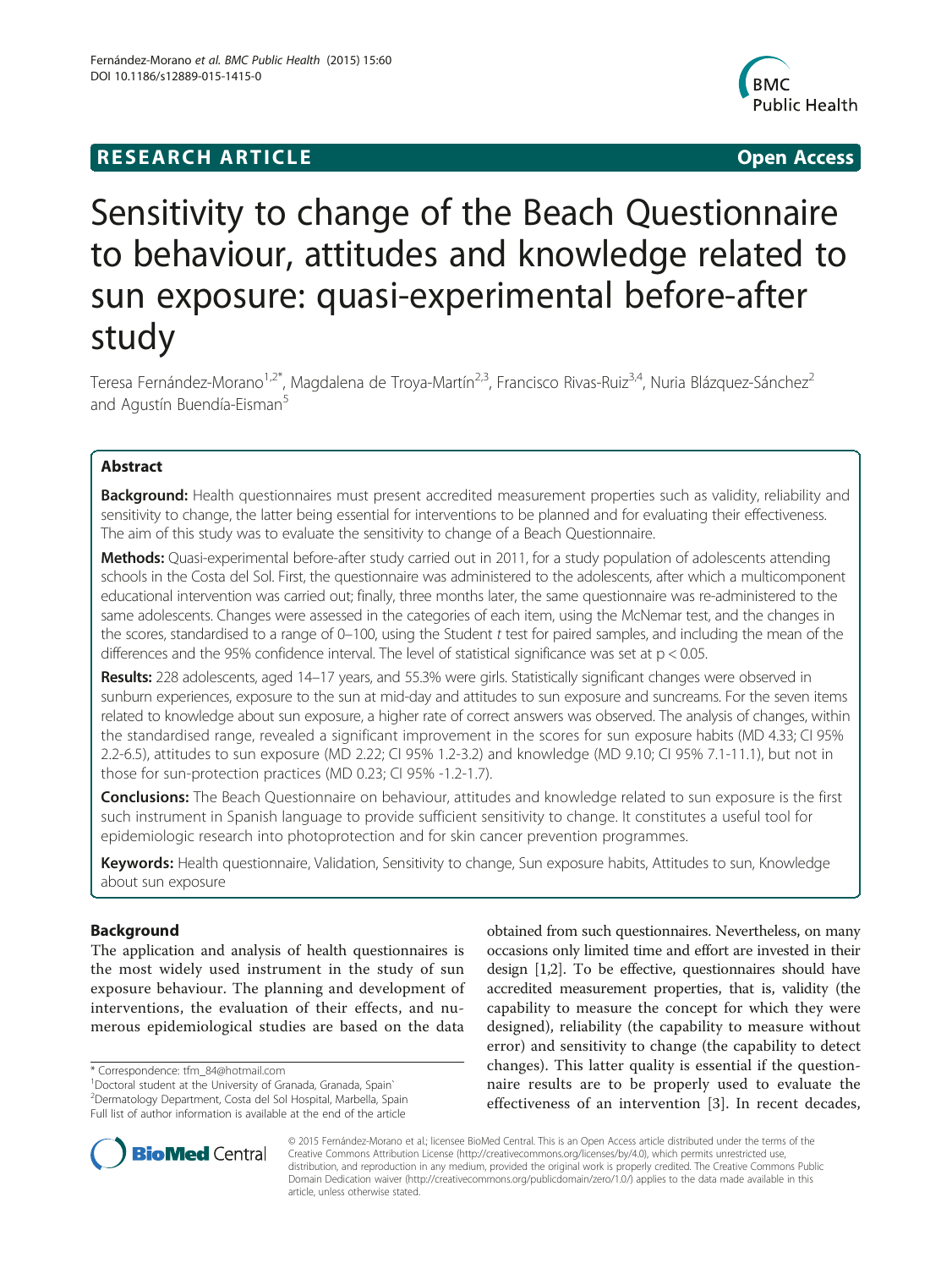**RESEARCH ARTICLE** **Open Access**

# Sensitivity to change of the Beach Questionnaire to behaviour, attitudes and knowledge related to sun exposure: quasi-experimental before-after study

Teresa Fernández-Morano[1,2*], Magdalena de Troya-Martín[2,3], Francisco Rivas-Ruiz[3,4], Nuria Blázquez-Sánchez[2] and Agustín Buendía-Eisman[5]

## Abstract

**Background:** Health questionnaires must present accredited measurement properties such as validity, reliability and sensitivity to change, the latter being essential for interventions to be planned and for evaluating their effectiveness. The aim of this study was to evaluate the sensitivity to change of a Beach Questionnaire.

**Methods:** Quasi-experimental before-after study carried out in 2011, for a study population of adolescents attending schools in the Costa del Sol. First, the questionnaire was administered to the adolescents, after which a multicomponent educational intervention was carried out; finally, three months later, the same questionnaire was re-administered to the same adolescents. Changes were assessed in the categories of each item, using the McNemar test, and the changes in the scores, standardised to a range of 0–100, using the Student *t* test for paired samples, and including the mean of the differences and the 95% confidence interval. The level of statistical significance was set at $p < 0.05$.

**Results:** 228 adolescents, aged 14–17 years, and 55.3% were girls. Statistically significant changes were observed in sunburn experiences, exposure to the sun at mid-day and attitudes to sun exposure and suncreams. For the seven items related to knowledge about sun exposure, a higher rate of correct answers was observed. The analysis of changes, within the standardised range, revealed a significant improvement in the scores for sun exposure habits (MD 4.33; CI 95% 2.2-6.5), attitudes to sun exposure (MD 2.22; CI 95% 1.2-3.2) and knowledge (MD 9.10; CI 95% 7.1-11.1), but not in those for sun-protection practices (MD 0.23; CI 95% -1.2-1.7).

**Conclusions:** The Beach Questionnaire on behaviour, attitudes and knowledge related to sun exposure is the first such instrument in Spanish language to provide sufficient sensitivity to change. It constitutes a useful tool for epidemiologic research into photoprotection and for skin cancer prevention programmes.

**Keywords:** Health questionnaire, Validation, Sensitivity to change, Sun exposure habits, Attitudes to sun, Knowledge about sun exposure

## Background

The application and analysis of health questionnaires is the most widely used instrument in the study of sun exposure behaviour. The planning and development of interventions, the evaluation of their effects, and numerous epidemiological studies are based on the data obtained from such questionnaires. Nevertheless, on many occasions only limited time and effort are invested in their design [1,2]. To be effective, questionnaires should have accredited measurement properties, that is, validity (the capability to measure the concept for which they were designed), reliability (the capability to measure without error) and sensitivity to change (the capability to detect changes). This latter quality is essential if the questionnaire results are to be properly used to evaluate the effectiveness of an intervention [3]. In recent decades,

\* Correspondence: tfm_84@hotmail.com
[1]Doctoral student at the University of Granada, Granada, Spain`
[2]Dermatology Department, Costa del Sol Hospital, Marbella, Spain
Full list of author information is available at the end of the article

© 2015 Fernández-Morano et al.; licensee BioMed Central. This is an Open Access article distributed under the terms of the Creative Commons Attribution License (http://creativecommons.org/licenses/by/4.0), which permits unrestricted use, distribution, and reproduction in any medium, provided the original work is properly credited. The Creative Commons Public Domain Dedication waiver (http://creativecommons.org/publicdomain/zero/1.0/) applies to the data made available in this article, unless otherwise stated.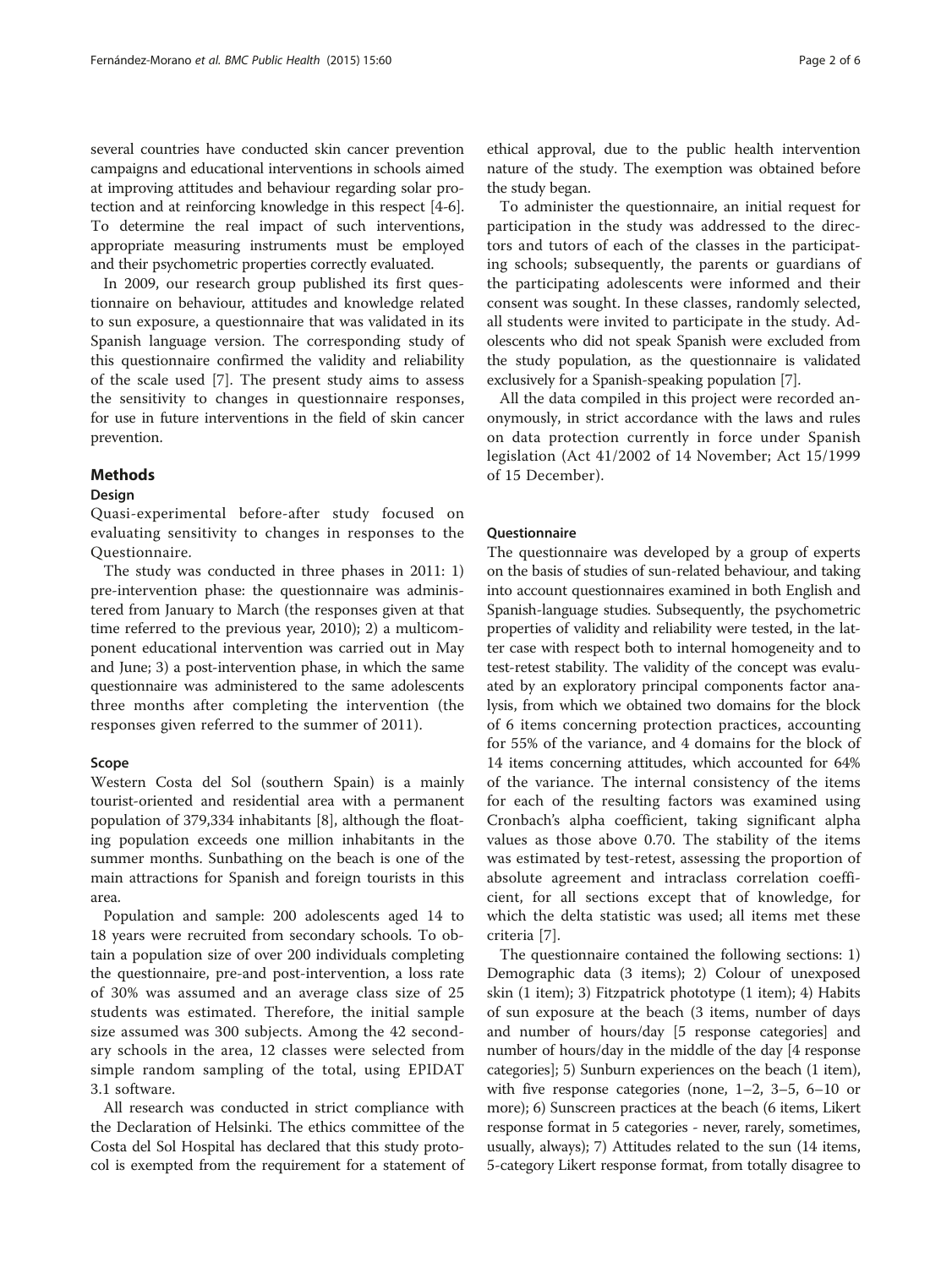several countries have conducted skin cancer prevention campaigns and educational interventions in schools aimed at improving attitudes and behaviour regarding solar protection and at reinforcing knowledge in this respect [4-6]. To determine the real impact of such interventions, appropriate measuring instruments must be employed and their psychometric properties correctly evaluated.

In 2009, our research group published its first questionnaire on behaviour, attitudes and knowledge related to sun exposure, a questionnaire that was validated in its Spanish language version. The corresponding study of this questionnaire confirmed the validity and reliability of the scale used [7]. The present study aims to assess the sensitivity to changes in questionnaire responses, for use in future interventions in the field of skin cancer prevention.

## Methods

### Design

Quasi-experimental before-after study focused on evaluating sensitivity to changes in responses to the Questionnaire.

The study was conducted in three phases in 2011: 1) pre-intervention phase: the questionnaire was administered from January to March (the responses given at that time referred to the previous year, 2010); 2) a multicomponent educational intervention was carried out in May and June; 3) a post-intervention phase, in which the same questionnaire was administered to the same adolescents three months after completing the intervention (the responses given referred to the summer of 2011).

### Scope

Western Costa del Sol (southern Spain) is a mainly tourist-oriented and residential area with a permanent population of 379,334 inhabitants [8], although the floating population exceeds one million inhabitants in the summer months. Sunbathing on the beach is one of the main attractions for Spanish and foreign tourists in this area.

Population and sample: 200 adolescents aged 14 to 18 years were recruited from secondary schools. To obtain a population size of over 200 individuals completing the questionnaire, pre-and post-intervention, a loss rate of 30% was assumed and an average class size of 25 students was estimated. Therefore, the initial sample size assumed was 300 subjects. Among the 42 secondary schools in the area, 12 classes were selected from simple random sampling of the total, using EPIDAT 3.1 software.

All research was conducted in strict compliance with the Declaration of Helsinki. The ethics committee of the Costa del Sol Hospital has declared that this study protocol is exempted from the requirement for a statement of ethical approval, due to the public health intervention nature of the study. The exemption was obtained before the study began.

To administer the questionnaire, an initial request for participation in the study was addressed to the directors and tutors of each of the classes in the participating schools; subsequently, the parents or guardians of the participating adolescents were informed and their consent was sought. In these classes, randomly selected, all students were invited to participate in the study. Adolescents who did not speak Spanish were excluded from the study population, as the questionnaire is validated exclusively for a Spanish-speaking population [7].

All the data compiled in this project were recorded anonymously, in strict accordance with the laws and rules on data protection currently in force under Spanish legislation (Act 41/2002 of 14 November; Act 15/1999 of 15 December).

### Questionnaire

The questionnaire was developed by a group of experts on the basis of studies of sun-related behaviour, and taking into account questionnaires examined in both English and Spanish-language studies. Subsequently, the psychometric properties of validity and reliability were tested, in the latter case with respect both to internal homogeneity and to test-retest stability. The validity of the concept was evaluated by an exploratory principal components factor analysis, from which we obtained two domains for the block of 6 items concerning protection practices, accounting for 55% of the variance, and 4 domains for the block of 14 items concerning attitudes, which accounted for 64% of the variance. The internal consistency of the items for each of the resulting factors was examined using Cronbach's alpha coefficient, taking significant alpha values as those above 0.70. The stability of the items was estimated by test-retest, assessing the proportion of absolute agreement and intraclass correlation coefficient, for all sections except that of knowledge, for which the delta statistic was used; all items met these criteria [7].

The questionnaire contained the following sections: 1) Demographic data (3 items); 2) Colour of unexposed skin (1 item); 3) Fitzpatrick phototype (1 item); 4) Habits of sun exposure at the beach (3 items, number of days and number of hours/day [5 response categories] and number of hours/day in the middle of the day [4 response categories]; 5) Sunburn experiences on the beach (1 item), with five response categories (none, 1–2, 3–5, 6–10 or more); 6) Sunscreen practices at the beach (6 items, Likert response format in 5 categories - never, rarely, sometimes, usually, always); 7) Attitudes related to the sun (14 items, 5-category Likert response format, from totally disagree to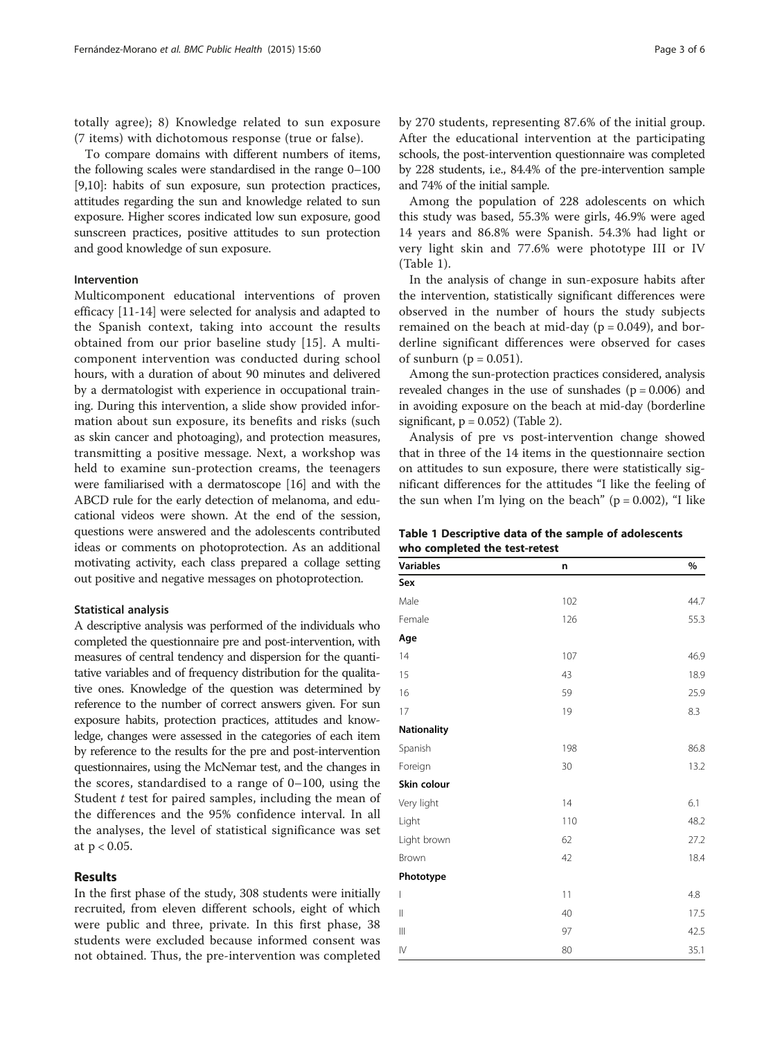totally agree); 8) Knowledge related to sun exposure (7 items) with dichotomous response (true or false).

To compare domains with different numbers of items, the following scales were standardised in the range 0–100 [9,10]: habits of sun exposure, sun protection practices, attitudes regarding the sun and knowledge related to sun exposure. Higher scores indicated low sun exposure, good sunscreen practices, positive attitudes to sun protection and good knowledge of sun exposure.

#### Intervention

Multicomponent educational interventions of proven efficacy [11-14] were selected for analysis and adapted to the Spanish context, taking into account the results obtained from our prior baseline study [15]. A multicomponent intervention was conducted during school hours, with a duration of about 90 minutes and delivered by a dermatologist with experience in occupational training. During this intervention, a slide show provided information about sun exposure, its benefits and risks (such as skin cancer and photoaging), and protection measures, transmitting a positive message. Next, a workshop was held to examine sun-protection creams, the teenagers were familiarised with a dermatoscope [16] and with the ABCD rule for the early detection of melanoma, and educational videos were shown. At the end of the session, questions were answered and the adolescents contributed ideas or comments on photoprotection. As an additional motivating activity, each class prepared a collage setting out positive and negative messages on photoprotection.

#### Statistical analysis

A descriptive analysis was performed of the individuals who completed the questionnaire pre and post-intervention, with measures of central tendency and dispersion for the quantitative variables and of frequency distribution for the qualitative ones. Knowledge of the question was determined by reference to the number of correct answers given. For sun exposure habits, protection practices, attitudes and knowledge, changes were assessed in the categories of each item by reference to the results for the pre and post-intervention questionnaires, using the McNemar test, and the changes in the scores, standardised to a range of 0–100, using the Student *t* test for paired samples, including the mean of the differences and the 95% confidence interval. In all the analyses, the level of statistical significance was set at $p < 0.05$.

## Results

In the first phase of the study, 308 students were initially recruited, from eleven different schools, eight of which were public and three, private. In this first phase, 38 students were excluded because informed consent was not obtained. Thus, the pre-intervention was completed by 270 students, representing 87.6% of the initial group. After the educational intervention at the participating schools, the post-intervention questionnaire was completed by 228 students, i.e., 84.4% of the pre-intervention sample and 74% of the initial sample.

Among the population of 228 adolescents on which this study was based, 55.3% were girls, 46.9% were aged 14 years and 86.8% were Spanish. 54.3% had light or very light skin and 77.6% were phototype III or IV (Table 1).

In the analysis of change in sun-exposure habits after the intervention, statistically significant differences were observed in the number of hours the study subjects remained on the beach at mid-day ($p = 0.049$), and borderline significant differences were observed for cases of sunburn ($p = 0.051$).

Among the sun-protection practices considered, analysis revealed changes in the use of sunshades ($p = 0.006$) and in avoiding exposure on the beach at mid-day (borderline significant, $p = 0.052$) (Table 2).

Analysis of pre vs post-intervention change showed that in three of the 14 items in the questionnaire section on attitudes to sun exposure, there were statistically significant differences for the attitudes "I like the feeling of the sun when I'm lying on the beach" ($p = 0.002$), "I like

**Table 1 Descriptive data of the sample of adolescents who completed the test-retest**

| Variables | n | % |
|---|---|---|
| **Sex** | | |
| Male | 102 | 44.7 |
| Female | 126 | 55.3 |
| **Age** | | |
| 14 | 107 | 46.9 |
| 15 | 43 | 18.9 |
| 16 | 59 | 25.9 |
| 17 | 19 | 8.3 |
| **Nationality** | | |
| Spanish | 198 | 86.8 |
| Foreign | 30 | 13.2 |
| **Skin colour** | | |
| Very light | 14 | 6.1 |
| Light | 110 | 48.2 |
| Light brown | 62 | 27.2 |
| Brown | 42 | 18.4 |
| **Phototype** | | |
| I | 11 | 4.8 |
| II | 40 | 17.5 |
| III | 97 | 42.5 |
| IV | 80 | 35.1 |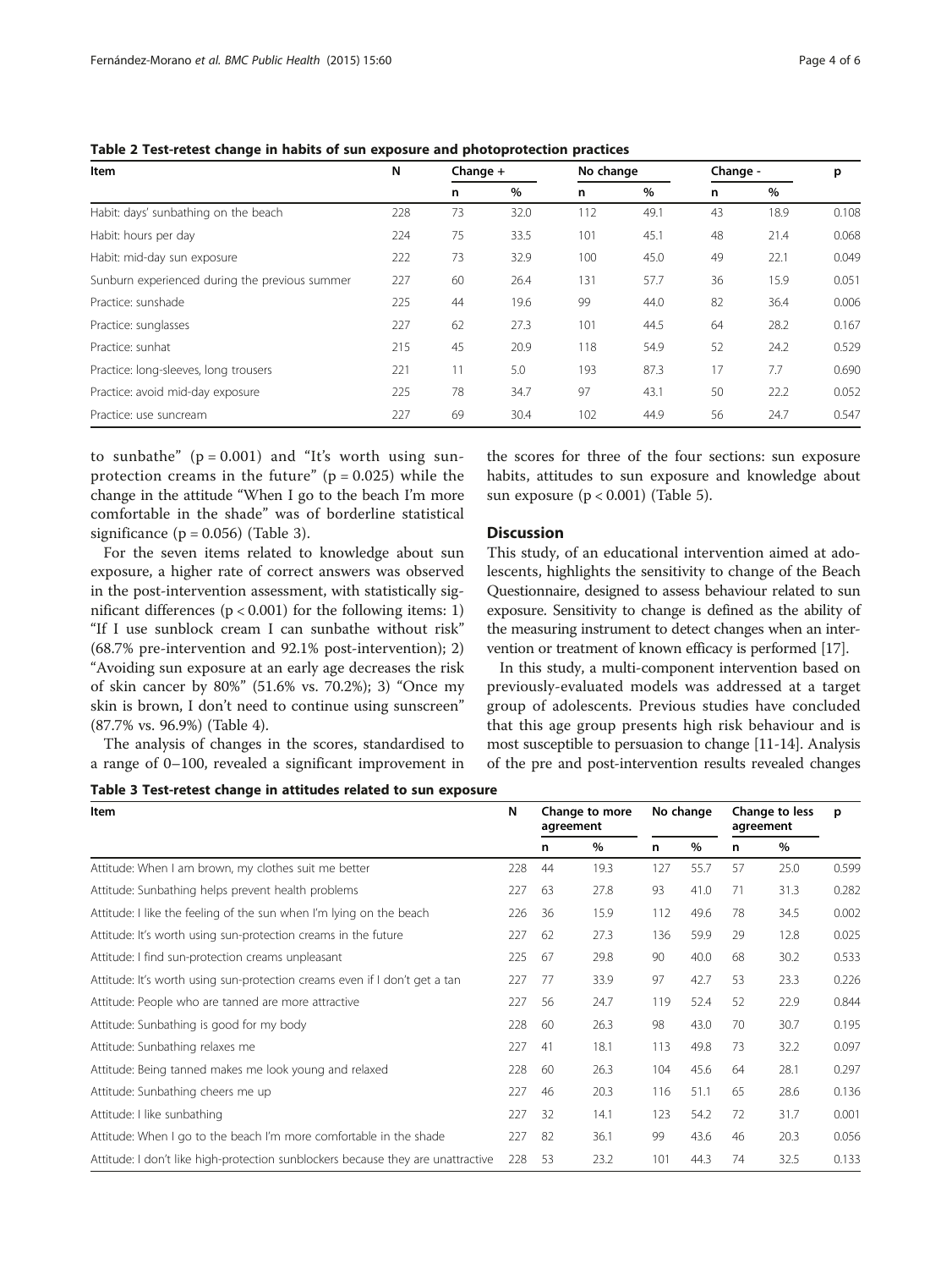**Table 2 Test-retest change in habits of sun exposure and photoprotection practices**

| Item | N | Change + | | No change | | Change - | | p |
|---|---|---|---|---|---|---|---|---|
| | | n | % | n | % | n | % | |
| Habit: days' sunbathing on the beach | 228 | 73 | 32.0 | 112 | 49.1 | 43 | 18.9 | 0.108 |
| Habit: hours per day | 224 | 75 | 33.5 | 101 | 45.1 | 48 | 21.4 | 0.068 |
| Habit: mid-day sun exposure | 222 | 73 | 32.9 | 100 | 45.0 | 49 | 22.1 | 0.049 |
| Sunburn experienced during the previous summer | 227 | 60 | 26.4 | 131 | 57.7 | 36 | 15.9 | 0.051 |
| Practice: sunshade | 225 | 44 | 19.6 | 99 | 44.0 | 82 | 36.4 | 0.006 |
| Practice: sunglasses | 227 | 62 | 27.3 | 101 | 44.5 | 64 | 28.2 | 0.167 |
| Practice: sunhat | 215 | 45 | 20.9 | 118 | 54.9 | 52 | 24.2 | 0.529 |
| Practice: long-sleeves, long trousers | 221 | 11 | 5.0 | 193 | 87.3 | 17 | 7.7 | 0.690 |
| Practice: avoid mid-day exposure | 225 | 78 | 34.7 | 97 | 43.1 | 50 | 22.2 | 0.052 |
| Practice: use suncream | 227 | 69 | 30.4 | 102 | 44.9 | 56 | 24.7 | 0.547 |

to sunbathe" ($p = 0.001$) and "It's worth using sun-protection creams in the future" ($p = 0.025$) while the change in the attitude "When I go to the beach I'm more comfortable in the shade" was of borderline statistical significance ($p = 0.056$) (Table 3).

For the seven items related to knowledge about sun exposure, a higher rate of correct answers was observed in the post-intervention assessment, with statistically significant differences ($p < 0.001$) for the following items: 1) "If I use sunblock cream I can sunbathe without risk" (68.7% pre-intervention and 92.1% post-intervention); 2) "Avoiding sun exposure at an early age decreases the risk of skin cancer by 80%" (51.6% vs. 70.2%); 3) "Once my skin is brown, I don't need to continue using sunscreen" (87.7% vs. 96.9%) (Table 4).

The analysis of changes in the scores, standardised to a range of 0–100, revealed a significant improvement in the scores for three of the four sections: sun exposure habits, attitudes to sun exposure and knowledge about sun exposure ($p < 0.001$) (Table 5).

## Discussion

This study, of an educational intervention aimed at adolescents, highlights the sensitivity to change of the Beach Questionnaire, designed to assess behaviour related to sun exposure. Sensitivity to change is defined as the ability of the measuring instrument to detect changes when an intervention or treatment of known efficacy is performed [17].

In this study, a multi-component intervention based on previously-evaluated models was addressed at a target group of adolescents. Previous studies have concluded that this age group presents high risk behaviour and is most susceptible to persuasion to change [11-14]. Analysis of the pre and post-intervention results revealed changes

**Table 3 Test-retest change in attitudes related to sun exposure**

| Item | N | Change to more agreement | | No change | | Change to less agreement | | p |
|---|---|---|---|---|---|---|---|---|
| | | n | % | n | % | n | % | |
| Attitude: When I am brown, my clothes suit me better | 228 | 44 | 19.3 | 127 | 55.7 | 57 | 25.0 | 0.599 |
| Attitude: Sunbathing helps prevent health problems | 227 | 63 | 27.8 | 93 | 41.0 | 71 | 31.3 | 0.282 |
| Attitude: I like the feeling of the sun when I'm lying on the beach | 226 | 36 | 15.9 | 112 | 49.6 | 78 | 34.5 | 0.002 |
| Attitude: It's worth using sun-protection creams in the future | 227 | 62 | 27.3 | 136 | 59.9 | 29 | 12.8 | 0.025 |
| Attitude: I find sun-protection creams unpleasant | 225 | 67 | 29.8 | 90 | 40.0 | 68 | 30.2 | 0.533 |
| Attitude: It's worth using sun-protection creams even if I don't get a tan | 227 | 77 | 33.9 | 97 | 42.7 | 53 | 23.3 | 0.226 |
| Attitude: People who are tanned are more attractive | 227 | 56 | 24.7 | 119 | 52.4 | 52 | 22.9 | 0.844 |
| Attitude: Sunbathing is good for my body | 228 | 60 | 26.3 | 98 | 43.0 | 70 | 30.7 | 0.195 |
| Attitude: Sunbathing relaxes me | 227 | 41 | 18.1 | 113 | 49.8 | 73 | 32.2 | 0.097 |
| Attitude: Being tanned makes me look young and relaxed | 228 | 60 | 26.3 | 104 | 45.6 | 64 | 28.1 | 0.297 |
| Attitude: Sunbathing cheers me up | 227 | 46 | 20.3 | 116 | 51.1 | 65 | 28.6 | 0.136 |
| Attitude: I like sunbathing | 227 | 32 | 14.1 | 123 | 54.2 | 72 | 31.7 | 0.001 |
| Attitude: When I go to the beach I'm more comfortable in the shade | 227 | 82 | 36.1 | 99 | 43.6 | 46 | 20.3 | 0.056 |
| Attitude: I don't like high-protection sunblockers because they are unattractive | 228 | 53 | 23.2 | 101 | 44.3 | 74 | 32.5 | 0.133 |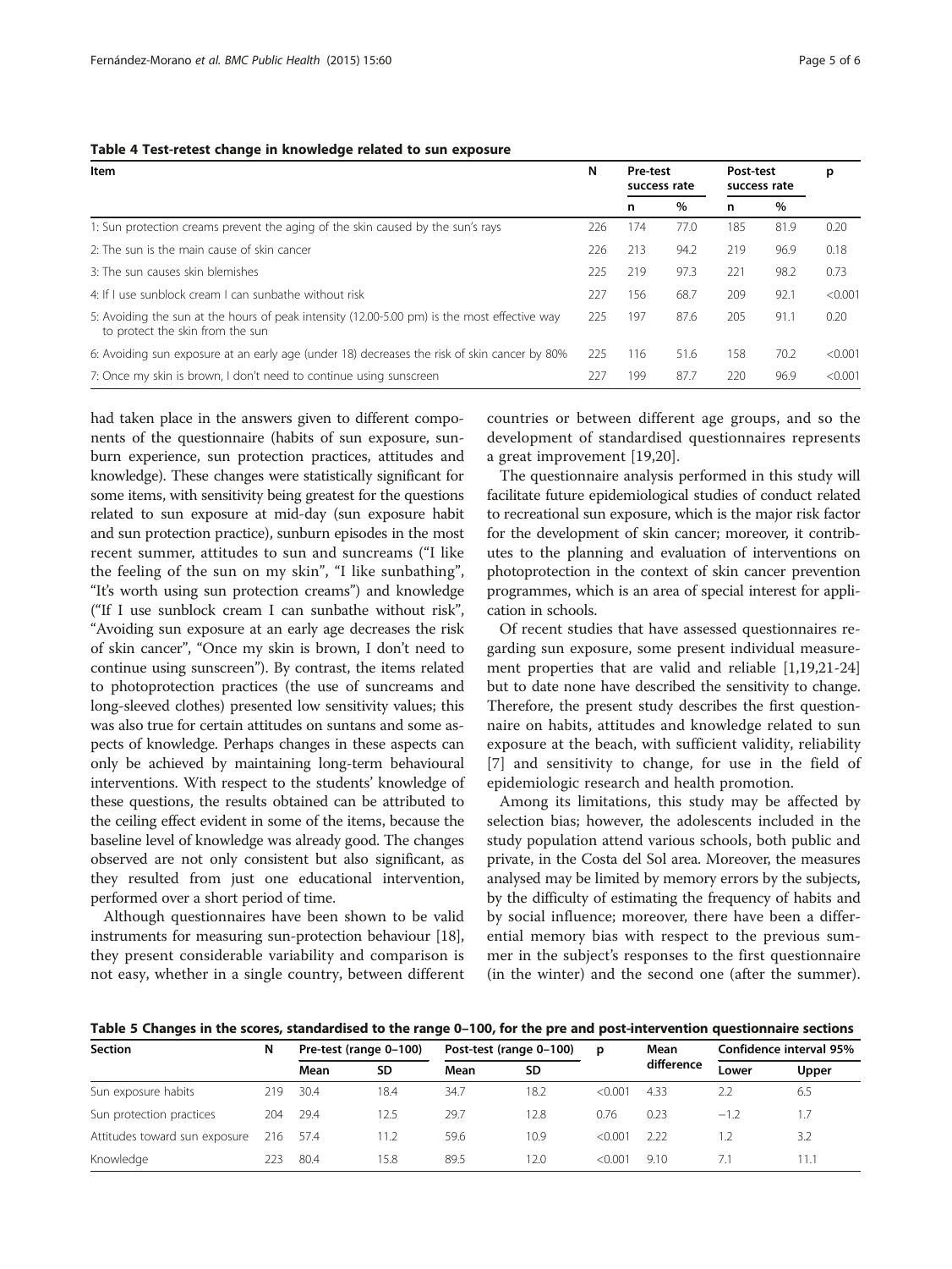**Table 4 Test-retest change in knowledge related to sun exposure**

| Item | N | Pre-test success rate | | Post-test success rate | | p |
|---|---|---|---|---|---|---|
| | | n | % | n | % | |
| 1: Sun protection creams prevent the aging of the skin caused by the sun's rays | 226 | 174 | 77.0 | 185 | 81.9 | 0.20 |
| 2: The sun is the main cause of skin cancer | 226 | 213 | 94.2 | 219 | 96.9 | 0.18 |
| 3: The sun causes skin blemishes | 225 | 219 | 97.3 | 221 | 98.2 | 0.73 |
| 4: If I use sunblock cream I can sunbathe without risk | 227 | 156 | 68.7 | 209 | 92.1 | <0.001 |
| 5: Avoiding the sun at the hours of peak intensity (12.00-5.00 pm) is the most effective way to protect the skin from the sun | 225 | 197 | 87.6 | 205 | 91.1 | 0.20 |
| 6: Avoiding sun exposure at an early age (under 18) decreases the risk of skin cancer by 80% | 225 | 116 | 51.6 | 158 | 70.2 | <0.001 |
| 7: Once my skin is brown, I don't need to continue using sunscreen | 227 | 199 | 87.7 | 220 | 96.9 | <0.001 |

had taken place in the answers given to different components of the questionnaire (habits of sun exposure, sunburn experience, sun protection practices, attitudes and knowledge). These changes were statistically significant for some items, with sensitivity being greatest for the questions related to sun exposure at mid-day (sun exposure habit and sun protection practice), sunburn episodes in the most recent summer, attitudes to sun and suncreams ("I like the feeling of the sun on my skin", "I like sunbathing", "It's worth using sun protection creams") and knowledge ("If I use sunblock cream I can sunbathe without risk", "Avoiding sun exposure at an early age decreases the risk of skin cancer", "Once my skin is brown, I don't need to continue using sunscreen"). By contrast, the items related to photoprotection practices (the use of suncreams and long-sleeved clothes) presented low sensitivity values; this was also true for certain attitudes on suntans and some aspects of knowledge. Perhaps changes in these aspects can only be achieved by maintaining long-term behavioural interventions. With respect to the students' knowledge of these questions, the results obtained can be attributed to the ceiling effect evident in some of the items, because the baseline level of knowledge was already good. The changes observed are not only consistent but also significant, as they resulted from just one educational intervention, performed over a short period of time.

Although questionnaires have been shown to be valid instruments for measuring sun-protection behaviour [18], they present considerable variability and comparison is not easy, whether in a single country, between different countries or between different age groups, and so the development of standardised questionnaires represents a great improvement [19,20].

The questionnaire analysis performed in this study will facilitate future epidemiological studies of conduct related to recreational sun exposure, which is the major risk factor for the development of skin cancer; moreover, it contributes to the planning and evaluation of interventions on photoprotection in the context of skin cancer prevention programmes, which is an area of special interest for application in schools.

Of recent studies that have assessed questionnaires regarding sun exposure, some present individual measurement properties that are valid and reliable [1,19,21-24] but to date none have described the sensitivity to change. Therefore, the present study describes the first questionnaire on habits, attitudes and knowledge related to sun exposure at the beach, with sufficient validity, reliability [7] and sensitivity to change, for use in the field of epidemiologic research and health promotion.

Among its limitations, this study may be affected by selection bias; however, the adolescents included in the study population attend various schools, both public and private, in the Costa del Sol area. Moreover, the measures analysed may be limited by memory errors by the subjects, by the difficulty of estimating the frequency of habits and by social influence; moreover, there have been a differential memory bias with respect to the previous summer in the subject's responses to the first questionnaire (in the winter) and the second one (after the summer).

**Table 5 Changes in the scores, standardised to the range 0–100, for the pre and post-intervention questionnaire sections**

| Section | N | Pre-test (range 0–100) | | Post-test (range 0–100) | | p | Mean difference | Confidence interval 95% | |
|---|---|---|---|---|---|---|---|---|---|
| | | Mean | SD | Mean | SD | | | Lower | Upper |
| Sun exposure habits | 219 | 30.4 | 18.4 | 34.7 | 18.2 | <0.001 | 4.33 | 2.2 | 6.5 |
| Sun protection practices | 204 | 29.4 | 12.5 | 29.7 | 12.8 | 0.76 | 0.23 | −1.2 | 1.7 |
| Attitudes toward sun exposure | 216 | 57.4 | 11.2 | 59.6 | 10.9 | <0.001 | 2.22 | 1.2 | 3.2 |
| Knowledge | 223 | 80.4 | 15.8 | 89.5 | 12.0 | <0.001 | 9.10 | 7.1 | 11.1 |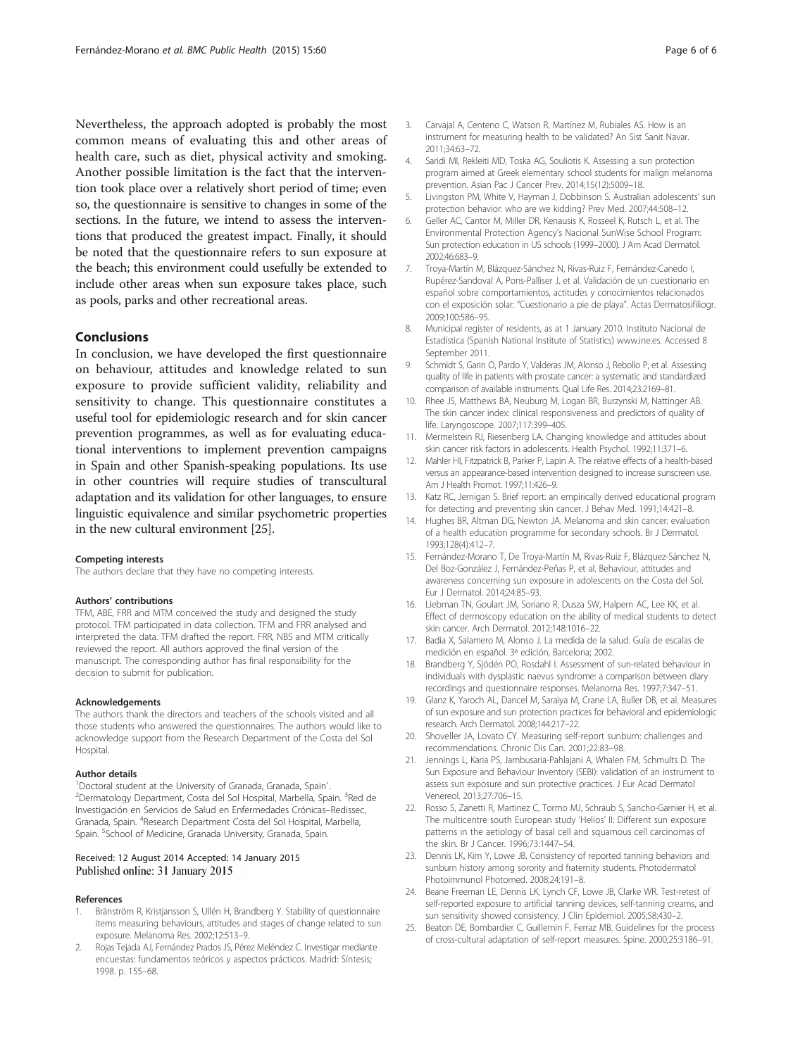Nevertheless, the approach adopted is probably the most common means of evaluating this and other areas of health care, such as diet, physical activity and smoking. Another possible limitation is the fact that the intervention took place over a relatively short period of time; even so, the questionnaire is sensitive to changes in some of the sections. In the future, we intend to assess the interventions that produced the greatest impact. Finally, it should be noted that the questionnaire refers to sun exposure at the beach; this environment could usefully be extended to include other areas when sun exposure takes place, such as pools, parks and other recreational areas.

## Conclusions

In conclusion, we have developed the first questionnaire on behaviour, attitudes and knowledge related to sun exposure to provide sufficient validity, reliability and sensitivity to change. This questionnaire constitutes a useful tool for epidemiologic research and for skin cancer prevention programmes, as well as for evaluating educational interventions to implement prevention campaigns in Spain and other Spanish-speaking populations. Its use in other countries will require studies of transcultural adaptation and its validation for other languages, to ensure linguistic equivalence and similar psychometric properties in the new cultural environment [25].

#### Competing interests

The authors declare that they have no competing interests.

#### Authors' contributions

TFM, ABE, FRR and MTM conceived the study and designed the study protocol. TFM participated in data collection. TFM and FRR analysed and interpreted the data. TFM drafted the report. FRR, NBS and MTM critically reviewed the report. All authors approved the final version of the manuscript. The corresponding author has final responsibility for the decision to submit for publication.

#### Acknowledgements

The authors thank the directors and teachers of the schools visited and all those students who answered the questionnaires. The authors would like to acknowledge support from the Research Department of the Costa del Sol Hospital.

#### Author details

[1]Doctoral student at the University of Granada, Granada, Spain`. [2]Dermatology Department, Costa del Sol Hospital, Marbella, Spain. [3]Red de Investigación en Servicios de Salud en Enfermedades Crónicas–Redissec, Granada, Spain. [4]Research Department Costa del Sol Hospital, Marbella, Spain. [5]School of Medicine, Granada University, Granada, Spain.

Received: 12 August 2014 Accepted: 14 January 2015
Published online: 31 January 2015

#### References

1. Bränström R, Kristjansson S, Ullén H, Brandberg Y. Stability of questionnaire items measuring behaviours, attitudes and stages of change related to sun exposure. Melanoma Res. 2002;12:513–9.
2. Rojas Tejada AJ, Fernández Prados JS, Pérez Meléndez C. Investigar mediante encuestas: fundamentos teóricos y aspectos prácticos. Madrid: Síntesis; 1998. p. 155–68.
3. Carvajal A, Centeno C, Watson R, Martínez M, Rubiales AS. How is an instrument for measuring health to be validated? An Sist Sanit Navar. 2011;34:63–72.
4. Saridi MI, Rekleiti MD, Toska AG, Souliotis K. Assessing a sun protection program aimed at Greek elementary school students for malign melanoma prevention. Asian Pac J Cancer Prev. 2014;15(12):5009–18.
5. Livingston PM, White V, Hayman J, Dobbinson S. Australian adolescents' sun protection behavior: who are we kidding? Prev Med. 2007;44:508–12.
6. Geller AC, Cantor M, Miller DR, Kenausis K, Rosseel K, Rutsch L, et al. The Environmental Protection Agency's Nacional SunWise School Program: Sun protection education in US schools (1999–2000). J Am Acad Dermatol. 2002;46:683–9.
7. Troya-Martín M, Blázquez-Sánchez N, Rivas-Ruiz F, Fernández-Canedo I, Rupérez-Sandoval A, Pons-Palliser J, et al. Validación de un cuestionario en español sobre comportamientos, actitudes y conocimientos relacionados con el exposición solar: "Cuestionario a pie de playa". Actas Dermatosifiliogr. 2009;100:586–95.
8. Municipal register of residents, as at 1 January 2010. Instituto Nacional de Estadística (Spanish National Institute of Statistics) www.ine.es. Accessed 8 September 2011.
9. Schmidt S, Garin O, Pardo Y, Valderas JM, Alonso J, Rebollo P, et al. Assessing quality of life in patients with prostate cancer: a systematic and standardized comparison of available instruments. Qual Life Res. 2014;23:2169–81.
10. Rhee JS, Matthews BA, Neuburg M, Logan BR, Burzynski M, Nattinger AB. The skin cancer index: clinical responsiveness and predictors of quality of life. Laryngoscope. 2007;117:399–405.
11. Mermelstein RJ, Riesenberg LA. Changing knowledge and attitudes about skin cancer risk factors in adolescents. Health Psychol. 1992;11:371–6.
12. Mahler HI, Fitzpatrick B, Parker P, Lapin A. The relative effects of a health-based versus an appearance-based intervention designed to increase sunscreen use. Am J Health Promot. 1997;11:426–9.
13. Katz RC, Jernigan S. Brief report: an empirically derived educational program for detecting and preventing skin cancer. J Behav Med. 1991;14:421–8.
14. Hughes BR, Altman DG, Newton JA. Melanoma and skin cancer: evaluation of a health education programme for secondary schools. Br J Dermatol. 1993;128(4):412–7.
15. Fernández-Morano T, De Troya-Martín M, Rivas-Ruiz F, Blázquez-Sánchez N, Del Boz-González J, Fernández-Peñas P, et al. Behaviour, attitudes and awareness concerning sun exposure in adolescents on the Costa del Sol. Eur J Dermatol. 2014;24:85–93.
16. Liebman TN, Goulart JM, Soriano R, Dusza SW, Halpern AC, Lee KK, et al. Effect of dermoscopy education on the ability of medical students to detect skin cancer. Arch Dermatol. 2012;148:1016–22.
17. Badia X, Salamero M, Alonso J. La medida de la salud. Guía de escalas de medición en español. 3ª edición, Barcelona; 2002.
18. Brandberg Y, Sjödén PO, Rosdahl I. Assessment of sun-related behaviour in individuals with dysplastic naevus syndrome: a comparison between diary recordings and questionnaire responses. Melanoma Res. 1997;7:347–51.
19. Glanz K, Yaroch AL, Dancel M, Saraiya M, Crane LA, Buller DB, et al. Measures of sun exposure and sun protection practices for behavioral and epidemiologic research. Arch Dermatol. 2008;144:217–22.
20. Shoveller JA, Lovato CY. Measuring self-report sunburn: challenges and recommendations. Chronic Dis Can. 2001;22:83–98.
21. Jennings L, Karia PS, Jambusaria-Pahlajani A, Whalen FM, Schmults D. The Sun Exposure and Behaviour Inventory (SEBI): validation of an instrument to assess sun exposure and sun protective practices. J Eur Acad Dermatol Venereol. 2013;27:706–15.
22. Rosso S, Zanetti R, Martinez C, Tormo MJ, Schraub S, Sancho-Garnier H, et al. The multicentre south European study 'Helios' II: Different sun exposure patterns in the aetiology of basal cell and squamous cell carcinomas of the skin. Br J Cancer. 1996;73:1447–54.
23. Dennis LK, Kim Y, Lowe JB. Consistency of reported tanning behaviors and sunburn history among sorority and fraternity students. Photodermatol Photoimmunol Photomed. 2008;24:191–8.
24. Beane Freeman LE, Dennis LK, Lynch CF, Lowe JB, Clarke WR. Test-retest of self-reported exposure to artificial tanning devices, self-tanning creams, and sun sensitivity showed consistency. J Clin Epidemiol. 2005;58:430–2.
25. Beaton DE, Bombardier C, Guillemin F, Ferraz MB. Guidelines for the process of cross-cultural adaptation of self-report measures. Spine. 2000;25:3186–91.